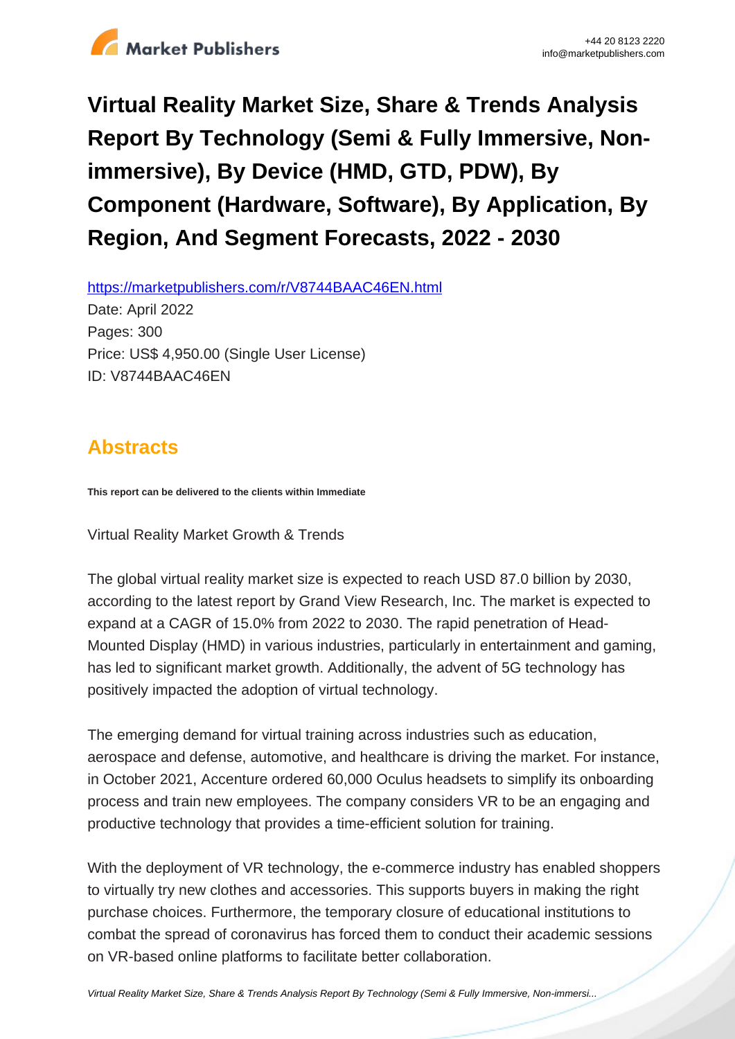# Virtual Reality Market Size, Share & Trends Analysis Report By Technology (Semi & Fully Immersive, Non-immersive), By Device (HMD, GTD, PDW), By Component (Hardware, Software), By Application, By Region, And Segment Forecasts, 2022 - 2030

https://marketpublishers.com/r/V8744BAAC46EN.html

Date: April 2022

Pages: 300

Price: US$ 4,950.00 (Single User License)

ID: V8744BAAC46EN

## Abstracts

**This report can be delivered to the clients within Immediate**

Virtual Reality Market Growth & Trends

The global virtual reality market size is expected to reach USD 87.0 billion by 2030, according to the latest report by Grand View Research, Inc. The market is expected to expand at a CAGR of 15.0% from 2022 to 2030. The rapid penetration of Head-Mounted Display (HMD) in various industries, particularly in entertainment and gaming, has led to significant market growth. Additionally, the advent of 5G technology has positively impacted the adoption of virtual technology.

The emerging demand for virtual training across industries such as education, aerospace and defense, automotive, and healthcare is driving the market. For instance, in October 2021, Accenture ordered 60,000 Oculus headsets to simplify its onboarding process and train new employees. The company considers VR to be an engaging and productive technology that provides a time-efficient solution for training.

With the deployment of VR technology, the e-commerce industry has enabled shoppers to virtually try new clothes and accessories. This supports buyers in making the right purchase choices. Furthermore, the temporary closure of educational institutions to combat the spread of coronavirus has forced them to conduct their academic sessions on VR-based online platforms to facilitate better collaboration.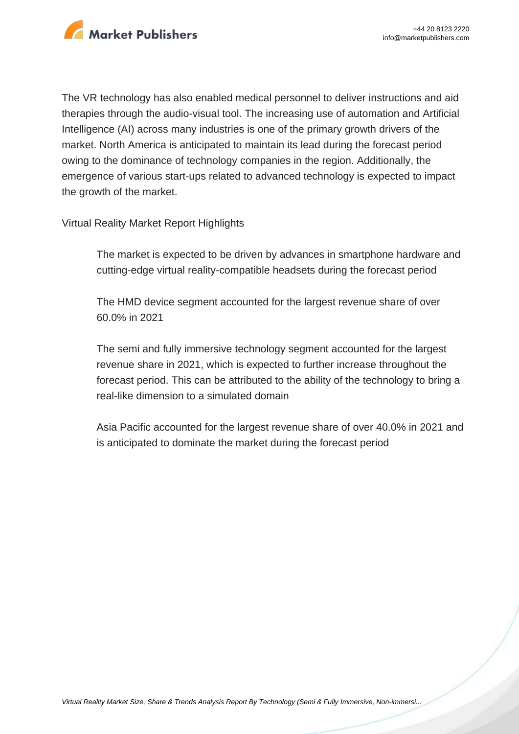The VR technology has also enabled medical personnel to deliver instructions and aid therapies through the audio-visual tool. The increasing use of automation and Artificial Intelligence (AI) across many industries is one of the primary growth drivers of the market. North America is anticipated to maintain its lead during the forecast period owing to the dominance of technology companies in the region. Additionally, the emergence of various start-ups related to advanced technology is expected to impact the growth of the market.

Virtual Reality Market Report Highlights

- The market is expected to be driven by advances in smartphone hardware and cutting-edge virtual reality-compatible headsets during the forecast period
- The HMD device segment accounted for the largest revenue share of over 60.0% in 2021
- The semi and fully immersive technology segment accounted for the largest revenue share in 2021, which is expected to further increase throughout the forecast period. This can be attributed to the ability of the technology to bring a real-like dimension to a simulated domain
- Asia Pacific accounted for the largest revenue share of over 40.0% in 2021 and is anticipated to dominate the market during the forecast period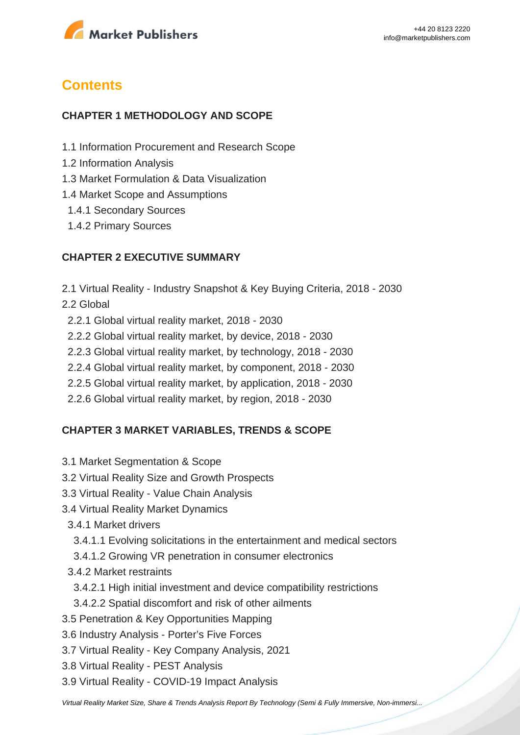## Contents

### CHAPTER 1 METHODOLOGY AND SCOPE

1.1 Information Procurement and Research Scope
1.2 Information Analysis
1.3 Market Formulation & Data Visualization
1.4 Market Scope and Assumptions
  1.4.1 Secondary Sources
  1.4.2 Primary Sources

### CHAPTER 2 EXECUTIVE SUMMARY

2.1 Virtual Reality - Industry Snapshot & Key Buying Criteria, 2018 - 2030
2.2 Global
  2.2.1 Global virtual reality market, 2018 - 2030
  2.2.2 Global virtual reality market, by device, 2018 - 2030
  2.2.3 Global virtual reality market, by technology, 2018 - 2030
  2.2.4 Global virtual reality market, by component, 2018 - 2030
  2.2.5 Global virtual reality market, by application, 2018 - 2030
  2.2.6 Global virtual reality market, by region, 2018 - 2030

### CHAPTER 3 MARKET VARIABLES, TRENDS & SCOPE

3.1 Market Segmentation & Scope
3.2 Virtual Reality Size and Growth Prospects
3.3 Virtual Reality - Value Chain Analysis
3.4 Virtual Reality Market Dynamics
  3.4.1 Market drivers
    3.4.1.1 Evolving solicitations in the entertainment and medical sectors
    3.4.1.2 Growing VR penetration in consumer electronics
  3.4.2 Market restraints
    3.4.2.1 High initial investment and device compatibility restrictions
    3.4.2.2 Spatial discomfort and risk of other ailments
3.5 Penetration & Key Opportunities Mapping
3.6 Industry Analysis - Porter's Five Forces
3.7 Virtual Reality - Key Company Analysis, 2021
3.8 Virtual Reality - PEST Analysis
3.9 Virtual Reality - COVID-19 Impact Analysis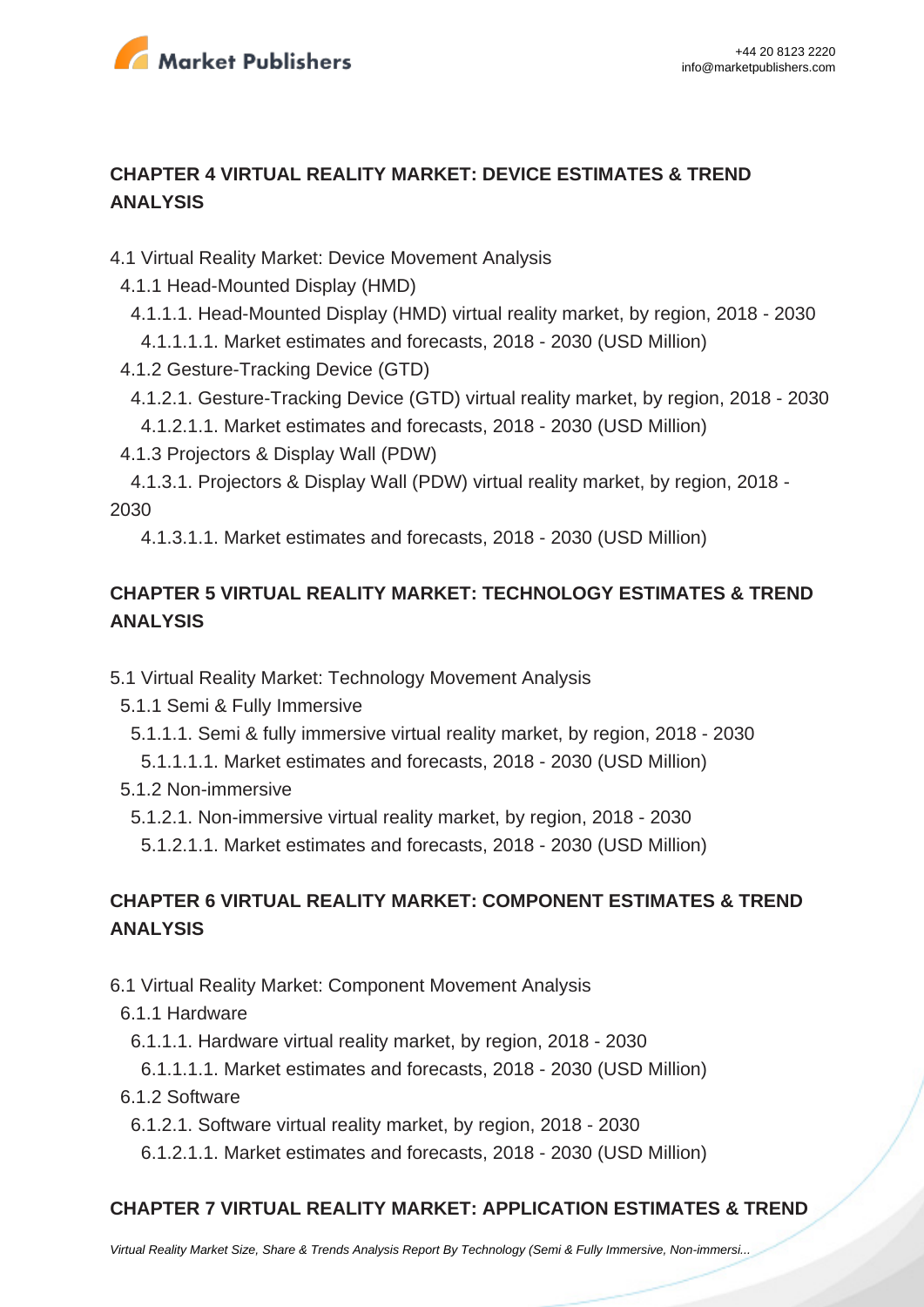## CHAPTER 4 VIRTUAL REALITY MARKET: DEVICE ESTIMATES & TREND ANALYSIS

4.1 Virtual Reality Market: Device Movement Analysis

- 4.1.1 Head-Mounted Display (HMD)
  - 4.1.1.1. Head-Mounted Display (HMD) virtual reality market, by region, 2018 - 2030
    - 4.1.1.1.1. Market estimates and forecasts, 2018 - 2030 (USD Million)
- 4.1.2 Gesture-Tracking Device (GTD)
  - 4.1.2.1. Gesture-Tracking Device (GTD) virtual reality market, by region, 2018 - 2030
    - 4.1.2.1.1. Market estimates and forecasts, 2018 - 2030 (USD Million)
- 4.1.3 Projectors & Display Wall (PDW)
  - 4.1.3.1. Projectors & Display Wall (PDW) virtual reality market, by region, 2018 - 2030
    - 4.1.3.1.1. Market estimates and forecasts, 2018 - 2030 (USD Million)

## CHAPTER 5 VIRTUAL REALITY MARKET: TECHNOLOGY ESTIMATES & TREND ANALYSIS

5.1 Virtual Reality Market: Technology Movement Analysis

- 5.1.1 Semi & Fully Immersive
  - 5.1.1.1. Semi & fully immersive virtual reality market, by region, 2018 - 2030
    - 5.1.1.1.1. Market estimates and forecasts, 2018 - 2030 (USD Million)
- 5.1.2 Non-immersive
  - 5.1.2.1. Non-immersive virtual reality market, by region, 2018 - 2030
    - 5.1.2.1.1. Market estimates and forecasts, 2018 - 2030 (USD Million)

## CHAPTER 6 VIRTUAL REALITY MARKET: COMPONENT ESTIMATES & TREND ANALYSIS

6.1 Virtual Reality Market: Component Movement Analysis

- 6.1.1 Hardware
  - 6.1.1.1. Hardware virtual reality market, by region, 2018 - 2030
    - 6.1.1.1.1. Market estimates and forecasts, 2018 - 2030 (USD Million)
- 6.1.2 Software
  - 6.1.2.1. Software virtual reality market, by region, 2018 - 2030
    - 6.1.2.1.1. Market estimates and forecasts, 2018 - 2030 (USD Million)

## CHAPTER 7 VIRTUAL REALITY MARKET: APPLICATION ESTIMATES & TREND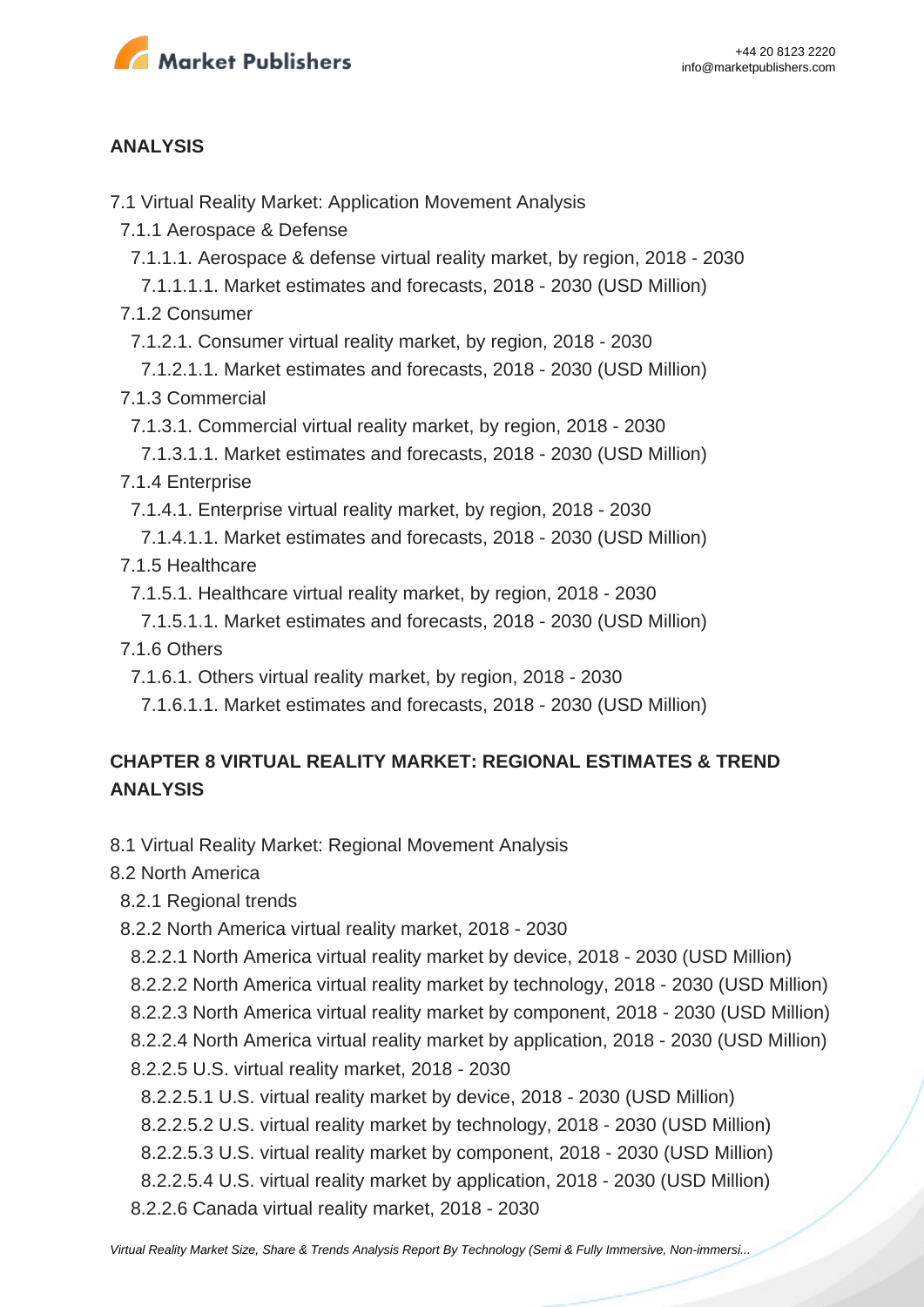**ANALYSIS**

7.1 Virtual Reality Market: Application Movement Analysis
  7.1.1 Aerospace & Defense
    7.1.1.1. Aerospace & defense virtual reality market, by region, 2018 - 2030
      7.1.1.1.1. Market estimates and forecasts, 2018 - 2030 (USD Million)
  7.1.2 Consumer
    7.1.2.1. Consumer virtual reality market, by region, 2018 - 2030
      7.1.2.1.1. Market estimates and forecasts, 2018 - 2030 (USD Million)
  7.1.3 Commercial
    7.1.3.1. Commercial virtual reality market, by region, 2018 - 2030
      7.1.3.1.1. Market estimates and forecasts, 2018 - 2030 (USD Million)
  7.1.4 Enterprise
    7.1.4.1. Enterprise virtual reality market, by region, 2018 - 2030
      7.1.4.1.1. Market estimates and forecasts, 2018 - 2030 (USD Million)
  7.1.5 Healthcare
    7.1.5.1. Healthcare virtual reality market, by region, 2018 - 2030
      7.1.5.1.1. Market estimates and forecasts, 2018 - 2030 (USD Million)
  7.1.6 Others
    7.1.6.1. Others virtual reality market, by region, 2018 - 2030
      7.1.6.1.1. Market estimates and forecasts, 2018 - 2030 (USD Million)

**CHAPTER 8 VIRTUAL REALITY MARKET: REGIONAL ESTIMATES & TREND ANALYSIS**

8.1 Virtual Reality Market: Regional Movement Analysis
8.2 North America
  8.2.1 Regional trends
  8.2.2 North America virtual reality market, 2018 - 2030
    8.2.2.1 North America virtual reality market by device, 2018 - 2030 (USD Million)
    8.2.2.2 North America virtual reality market by technology, 2018 - 2030 (USD Million)
    8.2.2.3 North America virtual reality market by component, 2018 - 2030 (USD Million)
    8.2.2.4 North America virtual reality market by application, 2018 - 2030 (USD Million)
    8.2.2.5 U.S. virtual reality market, 2018 - 2030
      8.2.2.5.1 U.S. virtual reality market by device, 2018 - 2030 (USD Million)
      8.2.2.5.2 U.S. virtual reality market by technology, 2018 - 2030 (USD Million)
      8.2.2.5.3 U.S. virtual reality market by component, 2018 - 2030 (USD Million)
      8.2.2.5.4 U.S. virtual reality market by application, 2018 - 2030 (USD Million)
    8.2.2.6 Canada virtual reality market, 2018 - 2030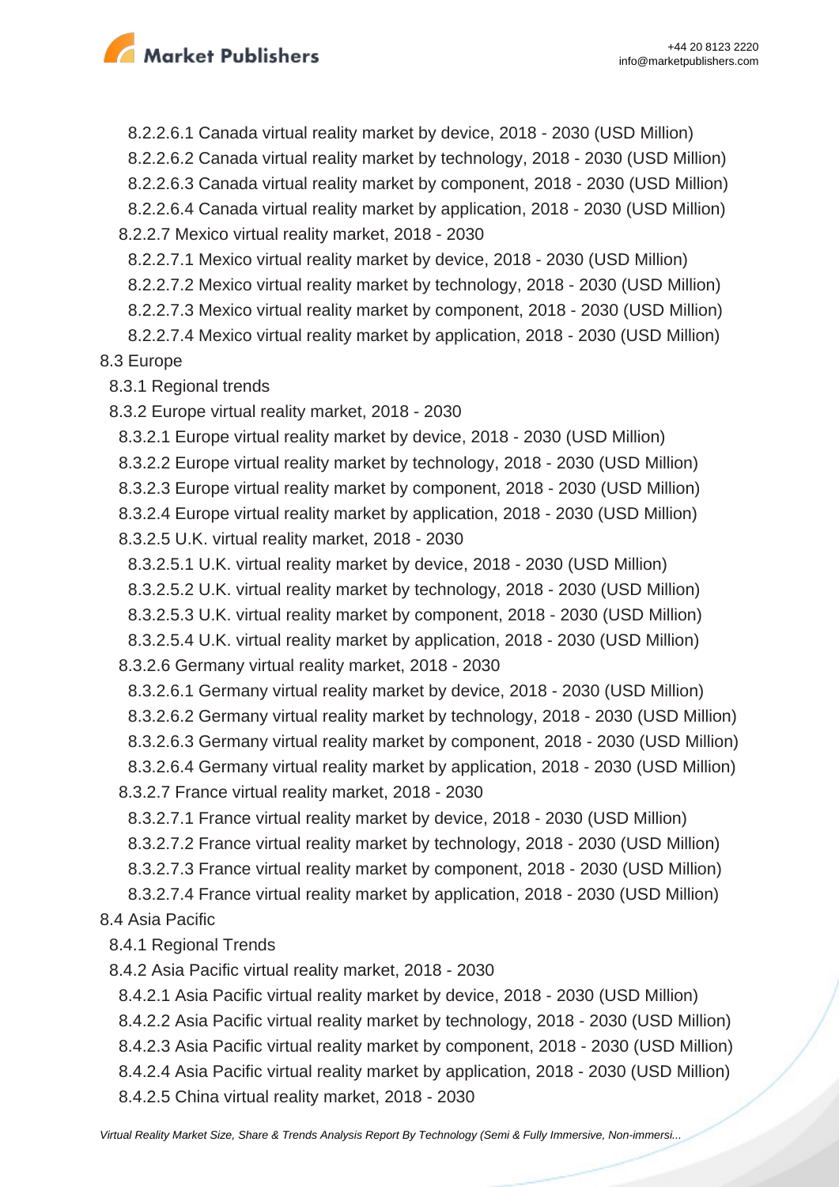8.2.2.6.1 Canada virtual reality market by device, 2018 - 2030 (USD Million)

8.2.2.6.2 Canada virtual reality market by technology, 2018 - 2030 (USD Million)

8.2.2.6.3 Canada virtual reality market by component, 2018 - 2030 (USD Million)

8.2.2.6.4 Canada virtual reality market by application, 2018 - 2030 (USD Million)

8.2.2.7 Mexico virtual reality market, 2018 - 2030

8.2.2.7.1 Mexico virtual reality market by device, 2018 - 2030 (USD Million)

8.2.2.7.2 Mexico virtual reality market by technology, 2018 - 2030 (USD Million)

8.2.2.7.3 Mexico virtual reality market by component, 2018 - 2030 (USD Million)

8.2.2.7.4 Mexico virtual reality market by application, 2018 - 2030 (USD Million)

8.3 Europe

8.3.1 Regional trends

8.3.2 Europe virtual reality market, 2018 - 2030

8.3.2.1 Europe virtual reality market by device, 2018 - 2030 (USD Million)

8.3.2.2 Europe virtual reality market by technology, 2018 - 2030 (USD Million)

8.3.2.3 Europe virtual reality market by component, 2018 - 2030 (USD Million)

8.3.2.4 Europe virtual reality market by application, 2018 - 2030 (USD Million)

8.3.2.5 U.K. virtual reality market, 2018 - 2030

8.3.2.5.1 U.K. virtual reality market by device, 2018 - 2030 (USD Million)

8.3.2.5.2 U.K. virtual reality market by technology, 2018 - 2030 (USD Million)

8.3.2.5.3 U.K. virtual reality market by component, 2018 - 2030 (USD Million)

8.3.2.5.4 U.K. virtual reality market by application, 2018 - 2030 (USD Million)

8.3.2.6 Germany virtual reality market, 2018 - 2030

8.3.2.6.1 Germany virtual reality market by device, 2018 - 2030 (USD Million)

8.3.2.6.2 Germany virtual reality market by technology, 2018 - 2030 (USD Million)

8.3.2.6.3 Germany virtual reality market by component, 2018 - 2030 (USD Million)

8.3.2.6.4 Germany virtual reality market by application, 2018 - 2030 (USD Million)

8.3.2.7 France virtual reality market, 2018 - 2030

8.3.2.7.1 France virtual reality market by device, 2018 - 2030 (USD Million)

8.3.2.7.2 France virtual reality market by technology, 2018 - 2030 (USD Million)

8.3.2.7.3 France virtual reality market by component, 2018 - 2030 (USD Million)

8.3.2.7.4 France virtual reality market by application, 2018 - 2030 (USD Million)

8.4 Asia Pacific

8.4.1 Regional Trends

8.4.2 Asia Pacific virtual reality market, 2018 - 2030

8.4.2.1 Asia Pacific virtual reality market by device, 2018 - 2030 (USD Million)

8.4.2.2 Asia Pacific virtual reality market by technology, 2018 - 2030 (USD Million)

8.4.2.3 Asia Pacific virtual reality market by component, 2018 - 2030 (USD Million)

8.4.2.4 Asia Pacific virtual reality market by application, 2018 - 2030 (USD Million)

8.4.2.5 China virtual reality market, 2018 - 2030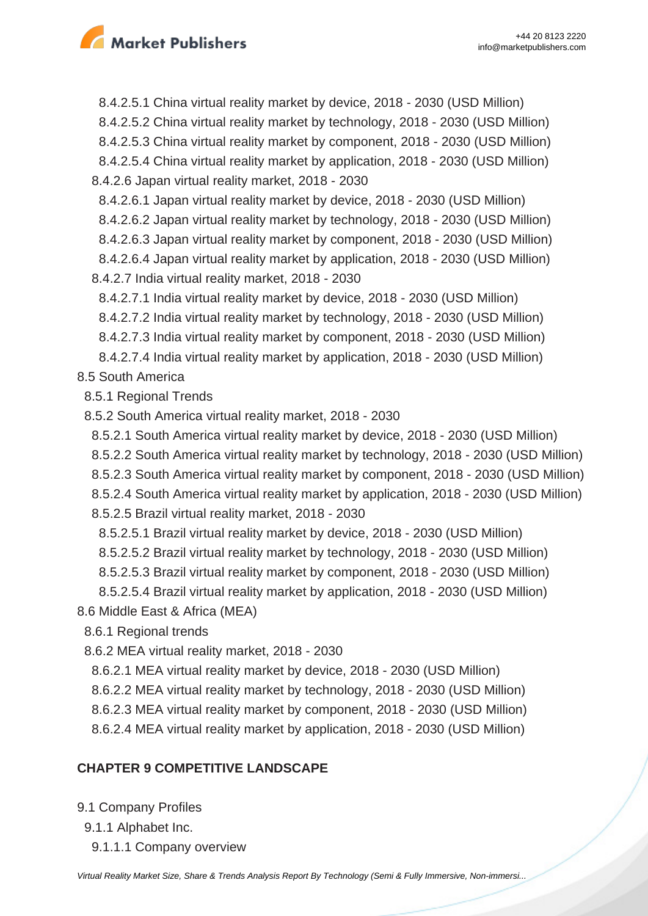8.4.2.5.1 China virtual reality market by device, 2018 - 2030 (USD Million)
8.4.2.5.2 China virtual reality market by technology, 2018 - 2030 (USD Million)
8.4.2.5.3 China virtual reality market by component, 2018 - 2030 (USD Million)
8.4.2.5.4 China virtual reality market by application, 2018 - 2030 (USD Million)
8.4.2.6 Japan virtual reality market, 2018 - 2030
8.4.2.6.1 Japan virtual reality market by device, 2018 - 2030 (USD Million)
8.4.2.6.2 Japan virtual reality market by technology, 2018 - 2030 (USD Million)
8.4.2.6.3 Japan virtual reality market by component, 2018 - 2030 (USD Million)
8.4.2.6.4 Japan virtual reality market by application, 2018 - 2030 (USD Million)
8.4.2.7 India virtual reality market, 2018 - 2030
8.4.2.7.1 India virtual reality market by device, 2018 - 2030 (USD Million)
8.4.2.7.2 India virtual reality market by technology, 2018 - 2030 (USD Million)
8.4.2.7.3 India virtual reality market by component, 2018 - 2030 (USD Million)
8.4.2.7.4 India virtual reality market by application, 2018 - 2030 (USD Million)
8.5 South America
8.5.1 Regional Trends
8.5.2 South America virtual reality market, 2018 - 2030
8.5.2.1 South America virtual reality market by device, 2018 - 2030 (USD Million)
8.5.2.2 South America virtual reality market by technology, 2018 - 2030 (USD Million)
8.5.2.3 South America virtual reality market by component, 2018 - 2030 (USD Million)
8.5.2.4 South America virtual reality market by application, 2018 - 2030 (USD Million)
8.5.2.5 Brazil virtual reality market, 2018 - 2030
8.5.2.5.1 Brazil virtual reality market by device, 2018 - 2030 (USD Million)
8.5.2.5.2 Brazil virtual reality market by technology, 2018 - 2030 (USD Million)
8.5.2.5.3 Brazil virtual reality market by component, 2018 - 2030 (USD Million)
8.5.2.5.4 Brazil virtual reality market by application, 2018 - 2030 (USD Million)
8.6 Middle East & Africa (MEA)
8.6.1 Regional trends
8.6.2 MEA virtual reality market, 2018 - 2030
8.6.2.1 MEA virtual reality market by device, 2018 - 2030 (USD Million)
8.6.2.2 MEA virtual reality market by technology, 2018 - 2030 (USD Million)
8.6.2.3 MEA virtual reality market by component, 2018 - 2030 (USD Million)
8.6.2.4 MEA virtual reality market by application, 2018 - 2030 (USD Million)

**CHAPTER 9 COMPETITIVE LANDSCAPE**

9.1 Company Profiles
9.1.1 Alphabet Inc.
9.1.1.1 Company overview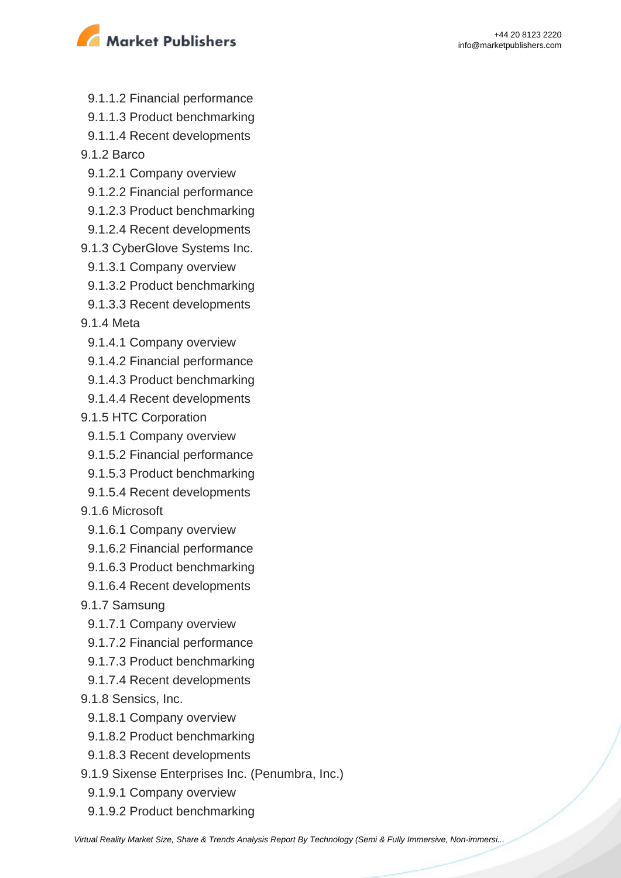9.1.1.2 Financial performance

9.1.1.3 Product benchmarking

9.1.1.4 Recent developments

9.1.2 Barco

9.1.2.1 Company overview

9.1.2.2 Financial performance

9.1.2.3 Product benchmarking

9.1.2.4 Recent developments

9.1.3 CyberGlove Systems Inc.

9.1.3.1 Company overview

9.1.3.2 Product benchmarking

9.1.3.3 Recent developments

9.1.4 Meta

9.1.4.1 Company overview

9.1.4.2 Financial performance

9.1.4.3 Product benchmarking

9.1.4.4 Recent developments

9.1.5 HTC Corporation

9.1.5.1 Company overview

9.1.5.2 Financial performance

9.1.5.3 Product benchmarking

9.1.5.4 Recent developments

9.1.6 Microsoft

9.1.6.1 Company overview

9.1.6.2 Financial performance

9.1.6.3 Product benchmarking

9.1.6.4 Recent developments

9.1.7 Samsung

9.1.7.1 Company overview

9.1.7.2 Financial performance

9.1.7.3 Product benchmarking

9.1.7.4 Recent developments

9.1.8 Sensics, Inc.

9.1.8.1 Company overview

9.1.8.2 Product benchmarking

9.1.8.3 Recent developments

9.1.9 Sixense Enterprises Inc. (Penumbra, Inc.)

9.1.9.1 Company overview

9.1.9.2 Product benchmarking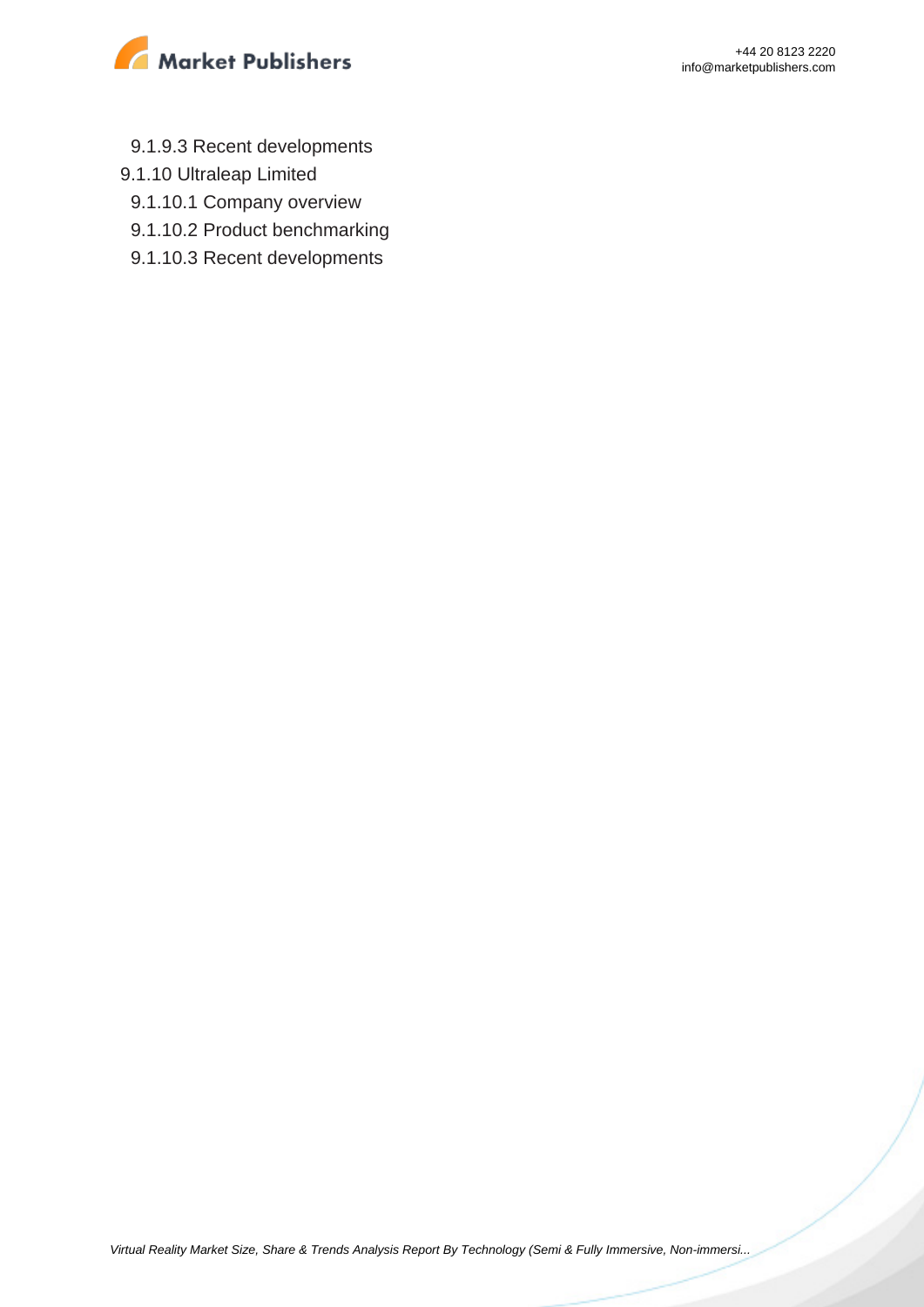9.1.9.3 Recent developments

9.1.10 Ultraleap Limited

9.1.10.1 Company overview

9.1.10.2 Product benchmarking

9.1.10.3 Recent developments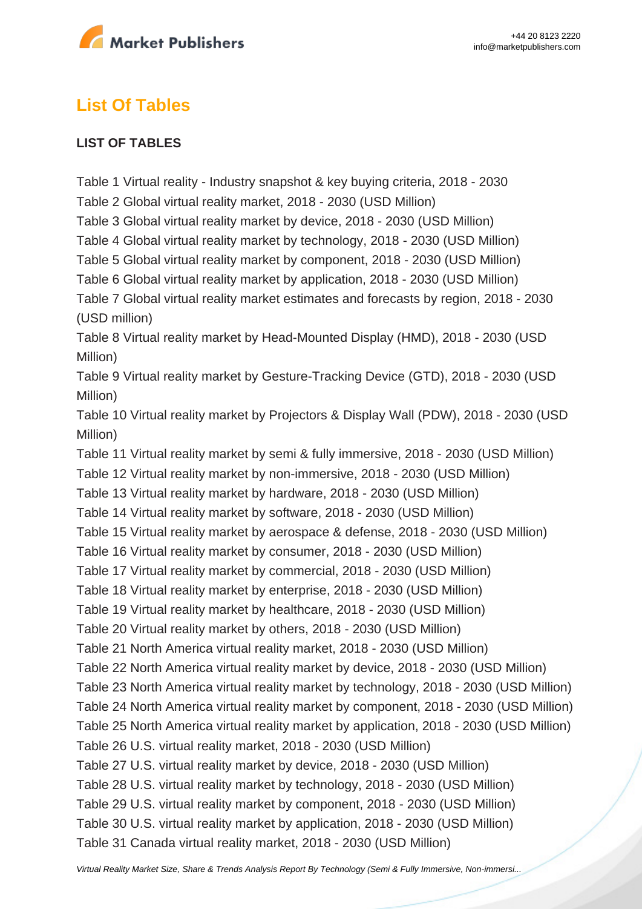## List Of Tables

**LIST OF TABLES**

Table 1 Virtual reality - Industry snapshot & key buying criteria, 2018 - 2030
Table 2 Global virtual reality market, 2018 - 2030 (USD Million)
Table 3 Global virtual reality market by device, 2018 - 2030 (USD Million)
Table 4 Global virtual reality market by technology, 2018 - 2030 (USD Million)
Table 5 Global virtual reality market by component, 2018 - 2030 (USD Million)
Table 6 Global virtual reality market by application, 2018 - 2030 (USD Million)
Table 7 Global virtual reality market estimates and forecasts by region, 2018 - 2030 (USD million)
Table 8 Virtual reality market by Head-Mounted Display (HMD), 2018 - 2030 (USD Million)
Table 9 Virtual reality market by Gesture-Tracking Device (GTD), 2018 - 2030 (USD Million)
Table 10 Virtual reality market by Projectors & Display Wall (PDW), 2018 - 2030 (USD Million)
Table 11 Virtual reality market by semi & fully immersive, 2018 - 2030 (USD Million)
Table 12 Virtual reality market by non-immersive, 2018 - 2030 (USD Million)
Table 13 Virtual reality market by hardware, 2018 - 2030 (USD Million)
Table 14 Virtual reality market by software, 2018 - 2030 (USD Million)
Table 15 Virtual reality market by aerospace & defense, 2018 - 2030 (USD Million)
Table 16 Virtual reality market by consumer, 2018 - 2030 (USD Million)
Table 17 Virtual reality market by commercial, 2018 - 2030 (USD Million)
Table 18 Virtual reality market by enterprise, 2018 - 2030 (USD Million)
Table 19 Virtual reality market by healthcare, 2018 - 2030 (USD Million)
Table 20 Virtual reality market by others, 2018 - 2030 (USD Million)
Table 21 North America virtual reality market, 2018 - 2030 (USD Million)
Table 22 North America virtual reality market by device, 2018 - 2030 (USD Million)
Table 23 North America virtual reality market by technology, 2018 - 2030 (USD Million)
Table 24 North America virtual reality market by component, 2018 - 2030 (USD Million)
Table 25 North America virtual reality market by application, 2018 - 2030 (USD Million)
Table 26 U.S. virtual reality market, 2018 - 2030 (USD Million)
Table 27 U.S. virtual reality market by device, 2018 - 2030 (USD Million)
Table 28 U.S. virtual reality market by technology, 2018 - 2030 (USD Million)
Table 29 U.S. virtual reality market by component, 2018 - 2030 (USD Million)
Table 30 U.S. virtual reality market by application, 2018 - 2030 (USD Million)
Table 31 Canada virtual reality market, 2018 - 2030 (USD Million)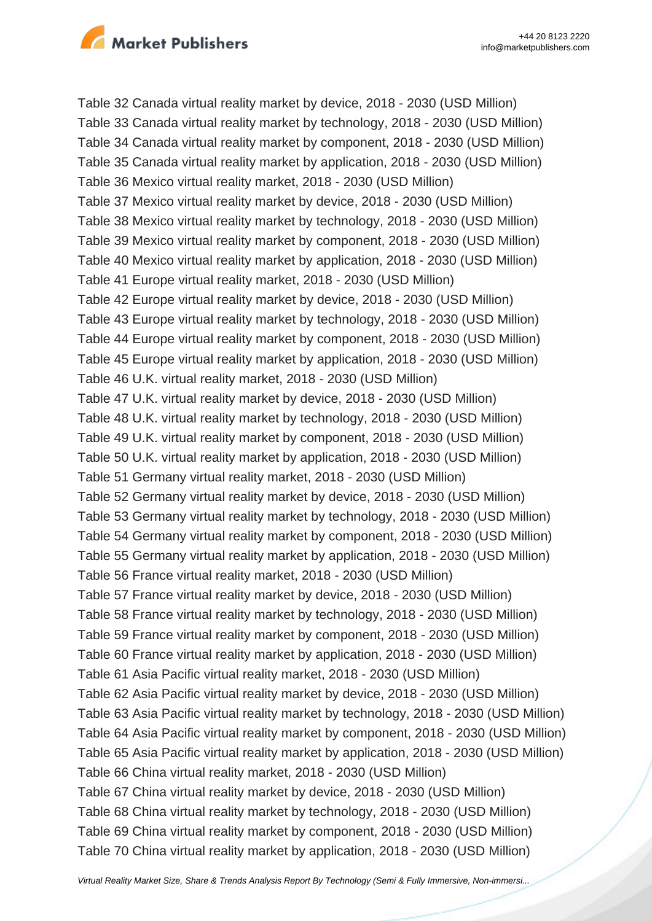Table 32 Canada virtual reality market by device, 2018 - 2030 (USD Million)
Table 33 Canada virtual reality market by technology, 2018 - 2030 (USD Million)
Table 34 Canada virtual reality market by component, 2018 - 2030 (USD Million)
Table 35 Canada virtual reality market by application, 2018 - 2030 (USD Million)
Table 36 Mexico virtual reality market, 2018 - 2030 (USD Million)
Table 37 Mexico virtual reality market by device, 2018 - 2030 (USD Million)
Table 38 Mexico virtual reality market by technology, 2018 - 2030 (USD Million)
Table 39 Mexico virtual reality market by component, 2018 - 2030 (USD Million)
Table 40 Mexico virtual reality market by application, 2018 - 2030 (USD Million)
Table 41 Europe virtual reality market, 2018 - 2030 (USD Million)
Table 42 Europe virtual reality market by device, 2018 - 2030 (USD Million)
Table 43 Europe virtual reality market by technology, 2018 - 2030 (USD Million)
Table 44 Europe virtual reality market by component, 2018 - 2030 (USD Million)
Table 45 Europe virtual reality market by application, 2018 - 2030 (USD Million)
Table 46 U.K. virtual reality market, 2018 - 2030 (USD Million)
Table 47 U.K. virtual reality market by device, 2018 - 2030 (USD Million)
Table 48 U.K. virtual reality market by technology, 2018 - 2030 (USD Million)
Table 49 U.K. virtual reality market by component, 2018 - 2030 (USD Million)
Table 50 U.K. virtual reality market by application, 2018 - 2030 (USD Million)
Table 51 Germany virtual reality market, 2018 - 2030 (USD Million)
Table 52 Germany virtual reality market by device, 2018 - 2030 (USD Million)
Table 53 Germany virtual reality market by technology, 2018 - 2030 (USD Million)
Table 54 Germany virtual reality market by component, 2018 - 2030 (USD Million)
Table 55 Germany virtual reality market by application, 2018 - 2030 (USD Million)
Table 56 France virtual reality market, 2018 - 2030 (USD Million)
Table 57 France virtual reality market by device, 2018 - 2030 (USD Million)
Table 58 France virtual reality market by technology, 2018 - 2030 (USD Million)
Table 59 France virtual reality market by component, 2018 - 2030 (USD Million)
Table 60 France virtual reality market by application, 2018 - 2030 (USD Million)
Table 61 Asia Pacific virtual reality market, 2018 - 2030 (USD Million)
Table 62 Asia Pacific virtual reality market by device, 2018 - 2030 (USD Million)
Table 63 Asia Pacific virtual reality market by technology, 2018 - 2030 (USD Million)
Table 64 Asia Pacific virtual reality market by component, 2018 - 2030 (USD Million)
Table 65 Asia Pacific virtual reality market by application, 2018 - 2030 (USD Million)
Table 66 China virtual reality market, 2018 - 2030 (USD Million)
Table 67 China virtual reality market by device, 2018 - 2030 (USD Million)
Table 68 China virtual reality market by technology, 2018 - 2030 (USD Million)
Table 69 China virtual reality market by component, 2018 - 2030 (USD Million)
Table 70 China virtual reality market by application, 2018 - 2030 (USD Million)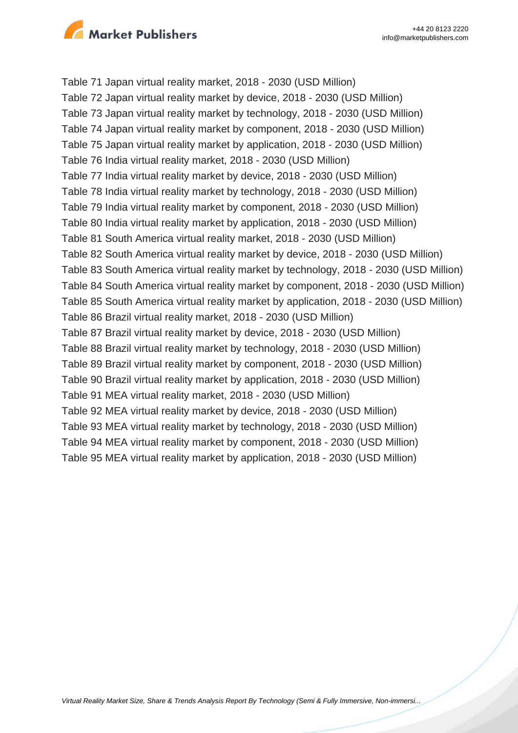Table 71 Japan virtual reality market, 2018 - 2030 (USD Million)
Table 72 Japan virtual reality market by device, 2018 - 2030 (USD Million)
Table 73 Japan virtual reality market by technology, 2018 - 2030 (USD Million)
Table 74 Japan virtual reality market by component, 2018 - 2030 (USD Million)
Table 75 Japan virtual reality market by application, 2018 - 2030 (USD Million)
Table 76 India virtual reality market, 2018 - 2030 (USD Million)
Table 77 India virtual reality market by device, 2018 - 2030 (USD Million)
Table 78 India virtual reality market by technology, 2018 - 2030 (USD Million)
Table 79 India virtual reality market by component, 2018 - 2030 (USD Million)
Table 80 India virtual reality market by application, 2018 - 2030 (USD Million)
Table 81 South America virtual reality market, 2018 - 2030 (USD Million)
Table 82 South America virtual reality market by device, 2018 - 2030 (USD Million)
Table 83 South America virtual reality market by technology, 2018 - 2030 (USD Million)
Table 84 South America virtual reality market by component, 2018 - 2030 (USD Million)
Table 85 South America virtual reality market by application, 2018 - 2030 (USD Million)
Table 86 Brazil virtual reality market, 2018 - 2030 (USD Million)
Table 87 Brazil virtual reality market by device, 2018 - 2030 (USD Million)
Table 88 Brazil virtual reality market by technology, 2018 - 2030 (USD Million)
Table 89 Brazil virtual reality market by component, 2018 - 2030 (USD Million)
Table 90 Brazil virtual reality market by application, 2018 - 2030 (USD Million)
Table 91 MEA virtual reality market, 2018 - 2030 (USD Million)
Table 92 MEA virtual reality market by device, 2018 - 2030 (USD Million)
Table 93 MEA virtual reality market by technology, 2018 - 2030 (USD Million)
Table 94 MEA virtual reality market by component, 2018 - 2030 (USD Million)
Table 95 MEA virtual reality market by application, 2018 - 2030 (USD Million)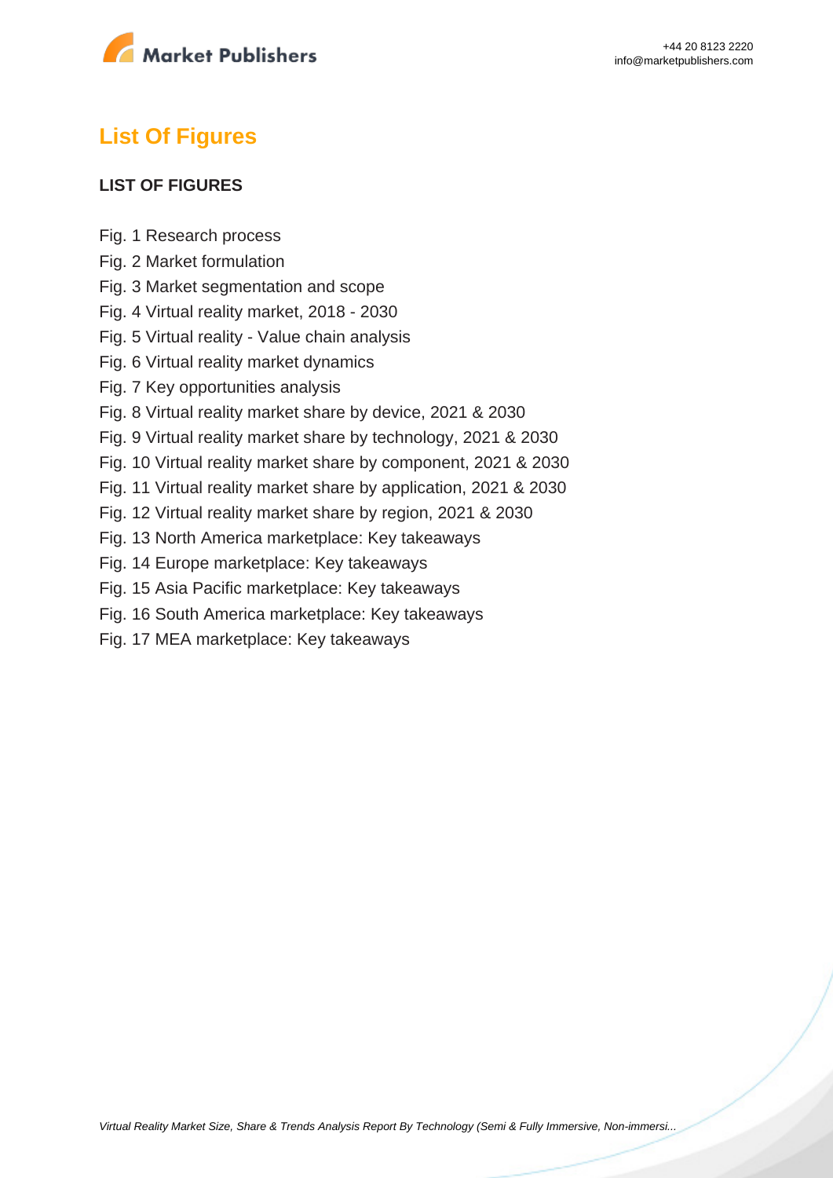# List Of Figures

## LIST OF FIGURES

Fig. 1 Research process
Fig. 2 Market formulation
Fig. 3 Market segmentation and scope
Fig. 4 Virtual reality market, 2018 - 2030
Fig. 5 Virtual reality - Value chain analysis
Fig. 6 Virtual reality market dynamics
Fig. 7 Key opportunities analysis
Fig. 8 Virtual reality market share by device, 2021 & 2030
Fig. 9 Virtual reality market share by technology, 2021 & 2030
Fig. 10 Virtual reality market share by component, 2021 & 2030
Fig. 11 Virtual reality market share by application, 2021 & 2030
Fig. 12 Virtual reality market share by region, 2021 & 2030
Fig. 13 North America marketplace: Key takeaways
Fig. 14 Europe marketplace: Key takeaways
Fig. 15 Asia Pacific marketplace: Key takeaways
Fig. 16 South America marketplace: Key takeaways
Fig. 17 MEA marketplace: Key takeaways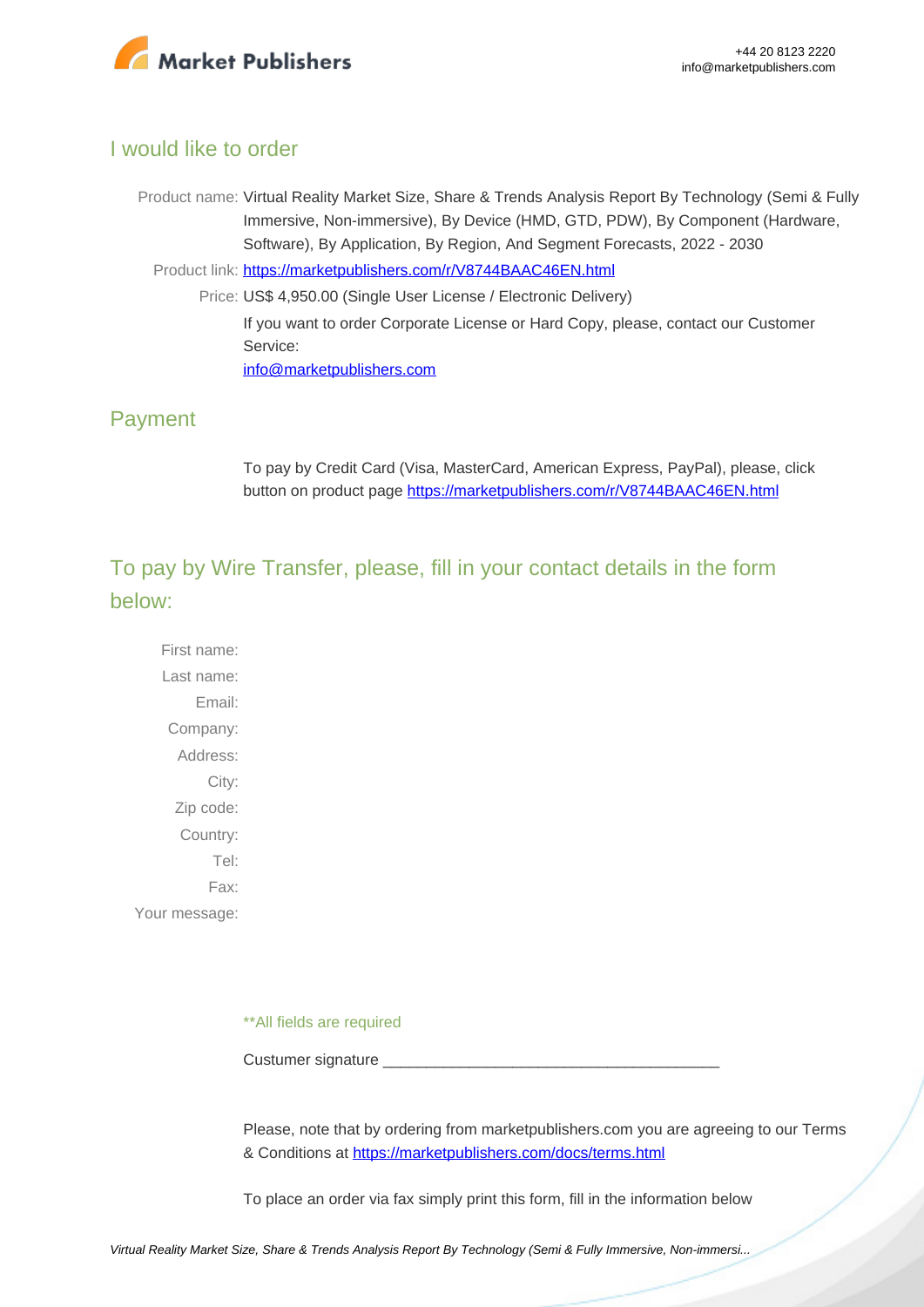## I would like to order

Product name: Virtual Reality Market Size, Share & Trends Analysis Report By Technology (Semi & Fully Immersive, Non-immersive), By Device (HMD, GTD, PDW), By Component (Hardware, Software), By Application, By Region, And Segment Forecasts, 2022 - 2030

Product link: [https://marketpublishers.com/r/V8744BAAC46EN.html](https://marketpublishers.com/r/V8744BAAC46EN.html)

Price: US$ 4,950.00 (Single User License / Electronic Delivery)

If you want to order Corporate License or Hard Copy, please, contact our Customer Service:

[info@marketpublishers.com](mailto:info@marketpublishers.com)

## Payment

To pay by Credit Card (Visa, MasterCard, American Express, PayPal), please, click button on product page [https://marketpublishers.com/r/V8744BAAC46EN.html](https://marketpublishers.com/r/V8744BAAC46EN.html)

## To pay by Wire Transfer, please, fill in your contact details in the form below:

First name:

Last name:

Email:

Company:

Address:

City:

Zip code:

Country:

Tel:

Fax:

Your message:

**All fields are required

Custumer signature _______________________________________

Please, note that by ordering from marketpublishers.com you are agreeing to our Terms & Conditions at [https://marketpublishers.com/docs/terms.html](https://marketpublishers.com/docs/terms.html)

To place an order via fax simply print this form, fill in the information below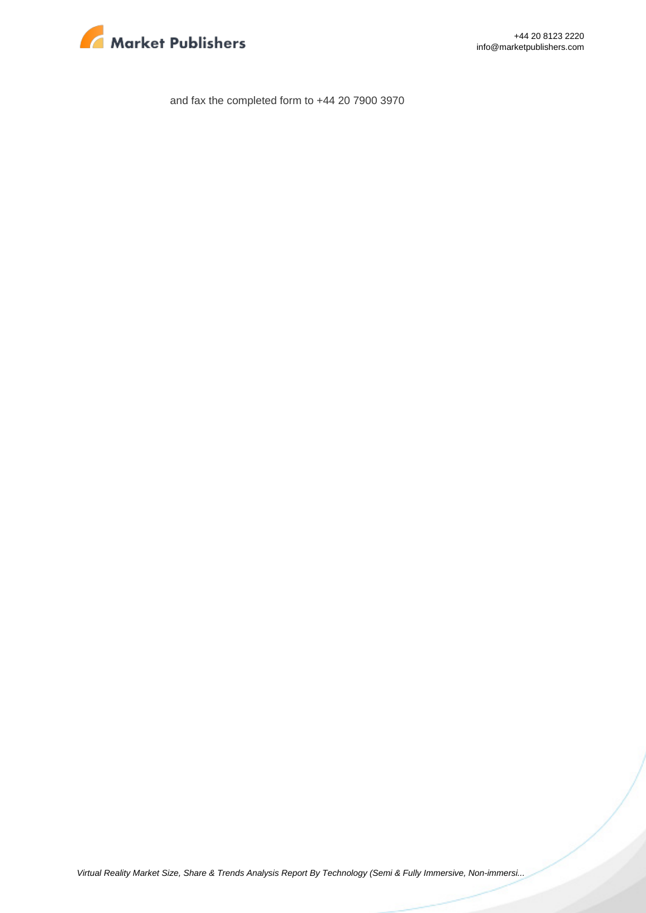and fax the completed form to +44 20 7900 3970